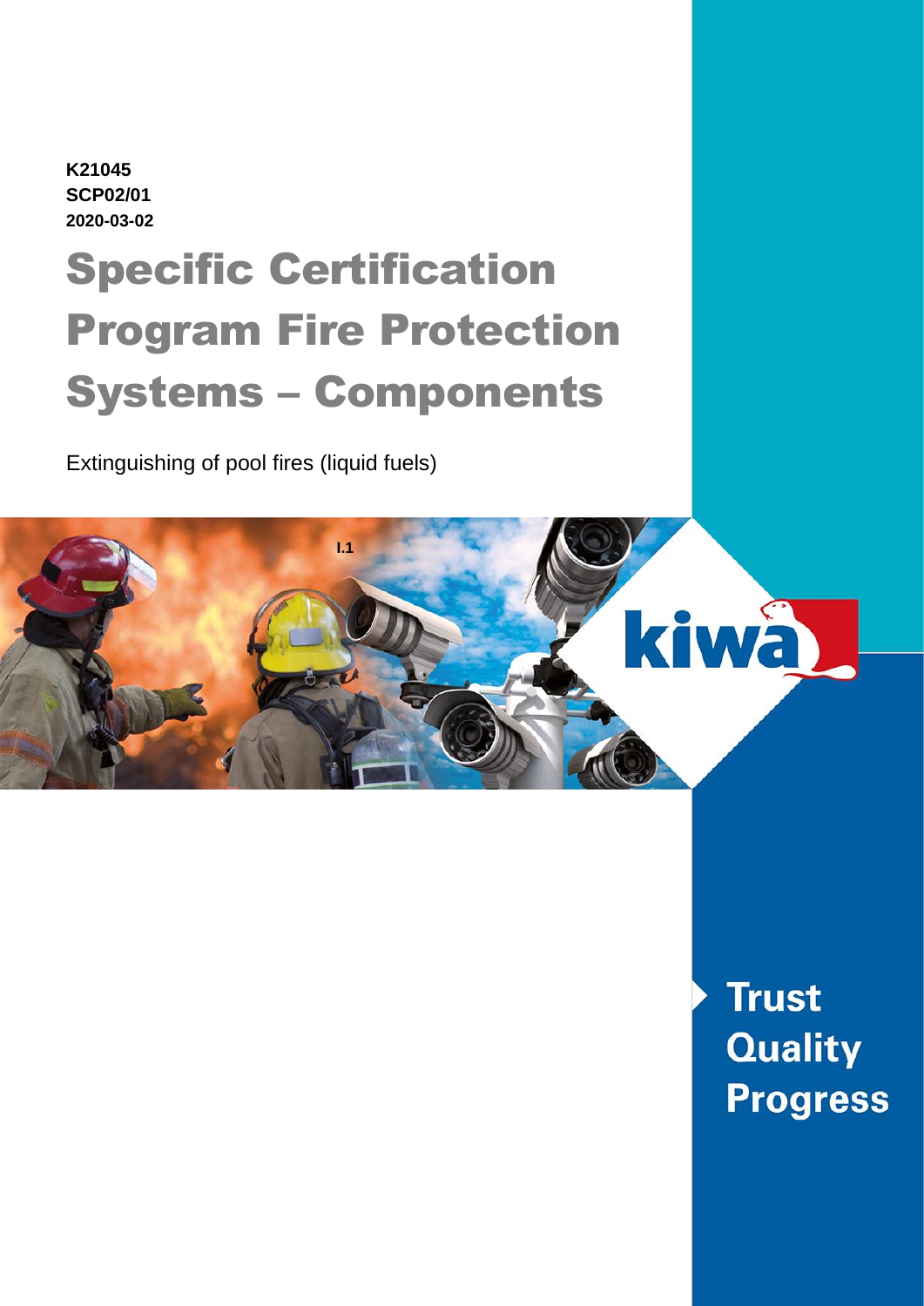**K21045**
**SCP02/01**
**2020-03-02**

# Specific Certification Program Fire Protection Systems – Components

Extinguishing of pool fires (liquid fuels)

I.1

kiwa

**Trust**
**Quality**
**Progress**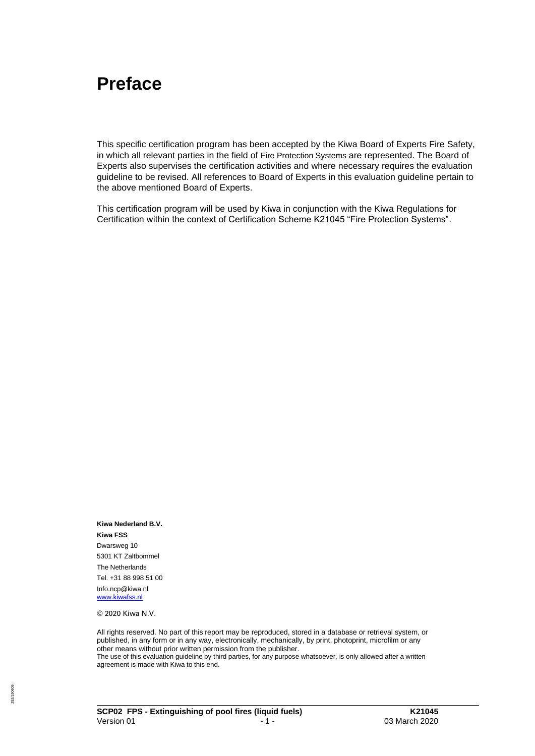# Preface

This specific certification program has been accepted by the Kiwa Board of Experts Fire Safety, in which all relevant parties in the field of Fire Protection Systems are represented. The Board of Experts also supervises the certification activities and where necessary requires the evaluation guideline to be revised. All references to Board of Experts in this evaluation guideline pertain to the above mentioned Board of Experts.

This certification program will be used by Kiwa in conjunction with the Kiwa Regulations for Certification within the context of Certification Scheme K21045 “Fire Protection Systems”.

**Kiwa Nederland B.V.**
**Kiwa FSS**
Dwarsweg 10
5301 KT Zaltbommel
The Netherlands
Tel. +31 88 998 51 00
Info.ncp@kiwa.nl
www.kiwafss.nl

© 2020 Kiwa N.V.

All rights reserved. No part of this report may be reproduced, stored in a database or retrieval system, or published, in any form or in any way, electronically, mechanically, by print, photoprint, microfilm or any other means without prior written permission from the publisher.
The use of this evaluation guideline by third parties, for any purpose whatsoever, is only allowed after a written agreement is made with Kiwa to this end.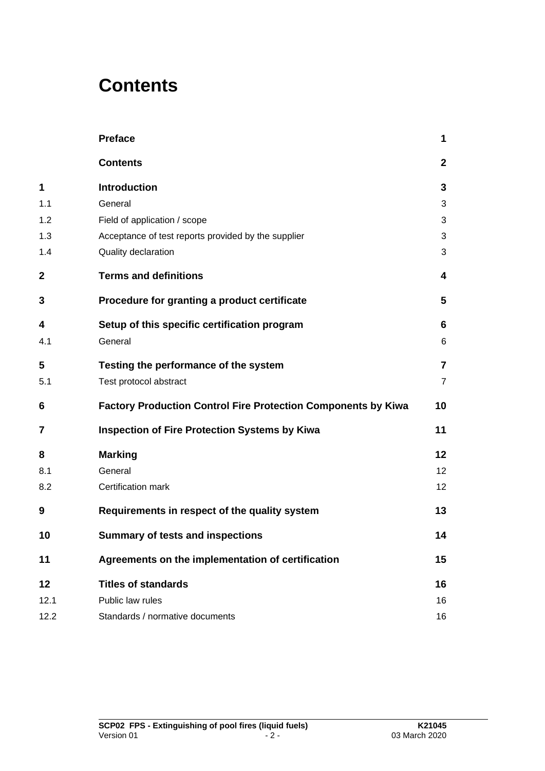# Contents

| | | |
|---|---|---|
| | **Preface** | **1** |
| | **Contents** | **2** |
| **1** | **Introduction** | **3** |
| 1.1 | General | 3 |
| 1.2 | Field of application / scope | 3 |
| 1.3 | Acceptance of test reports provided by the supplier | 3 |
| 1.4 | Quality declaration | 3 |
| **2** | **Terms and definitions** | **4** |
| **3** | **Procedure for granting a product certificate** | **5** |
| **4** | **Setup of this specific certification program** | **6** |
| 4.1 | General | 6 |
| **5** | **Testing the performance of the system** | **7** |
| 5.1 | Test protocol abstract | 7 |
| **6** | **Factory Production Control Fire Protection Components by Kiwa** | **10** |
| **7** | **Inspection of Fire Protection Systems by Kiwa** | **11** |
| **8** | **Marking** | **12** |
| 8.1 | General | 12 |
| 8.2 | Certification mark | 12 |
| **9** | **Requirements in respect of the quality system** | **13** |
| **10** | **Summary of tests and inspections** | **14** |
| **11** | **Agreements on the implementation of certification** | **15** |
| **12** | **Titles of standards** | **16** |
| 12.1 | Public law rules | 16 |
| 12.2 | Standards / normative documents | 16 |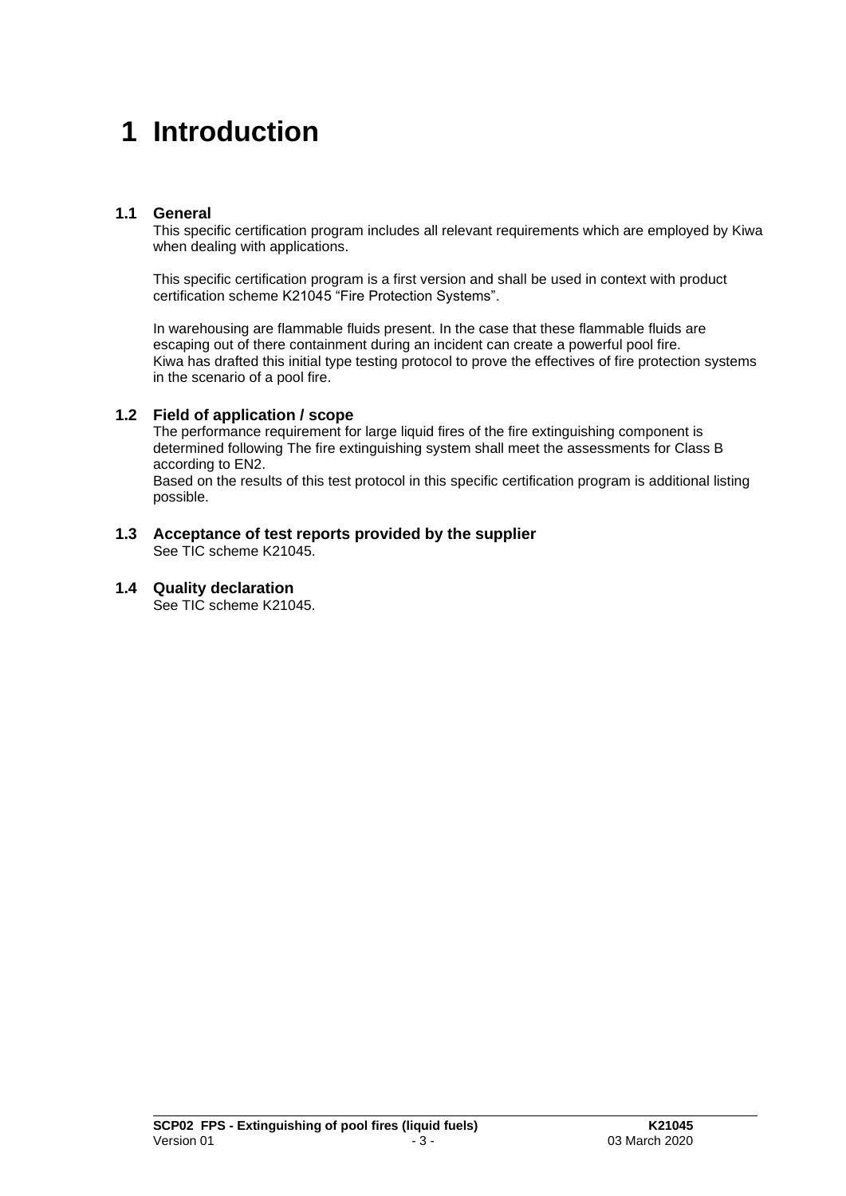# 1 Introduction

## 1.1 General

This specific certification program includes all relevant requirements which are employed by Kiwa when dealing with applications.

This specific certification program is a first version and shall be used in context with product certification scheme K21045 "Fire Protection Systems".

In warehousing are flammable fluids present. In the case that these flammable fluids are escaping out of there containment during an incident can create a powerful pool fire.
Kiwa has drafted this initial type testing protocol to prove the effectives of fire protection systems in the scenario of a pool fire.

## 1.2 Field of application / scope

The performance requirement for large liquid fires of the fire extinguishing component is determined following The fire extinguishing system shall meet the assessments for Class B according to EN2.
Based on the results of this test protocol in this specific certification program is additional listing possible.

## 1.3 Acceptance of test reports provided by the supplier

See TIC scheme K21045.

## 1.4 Quality declaration

See TIC scheme K21045.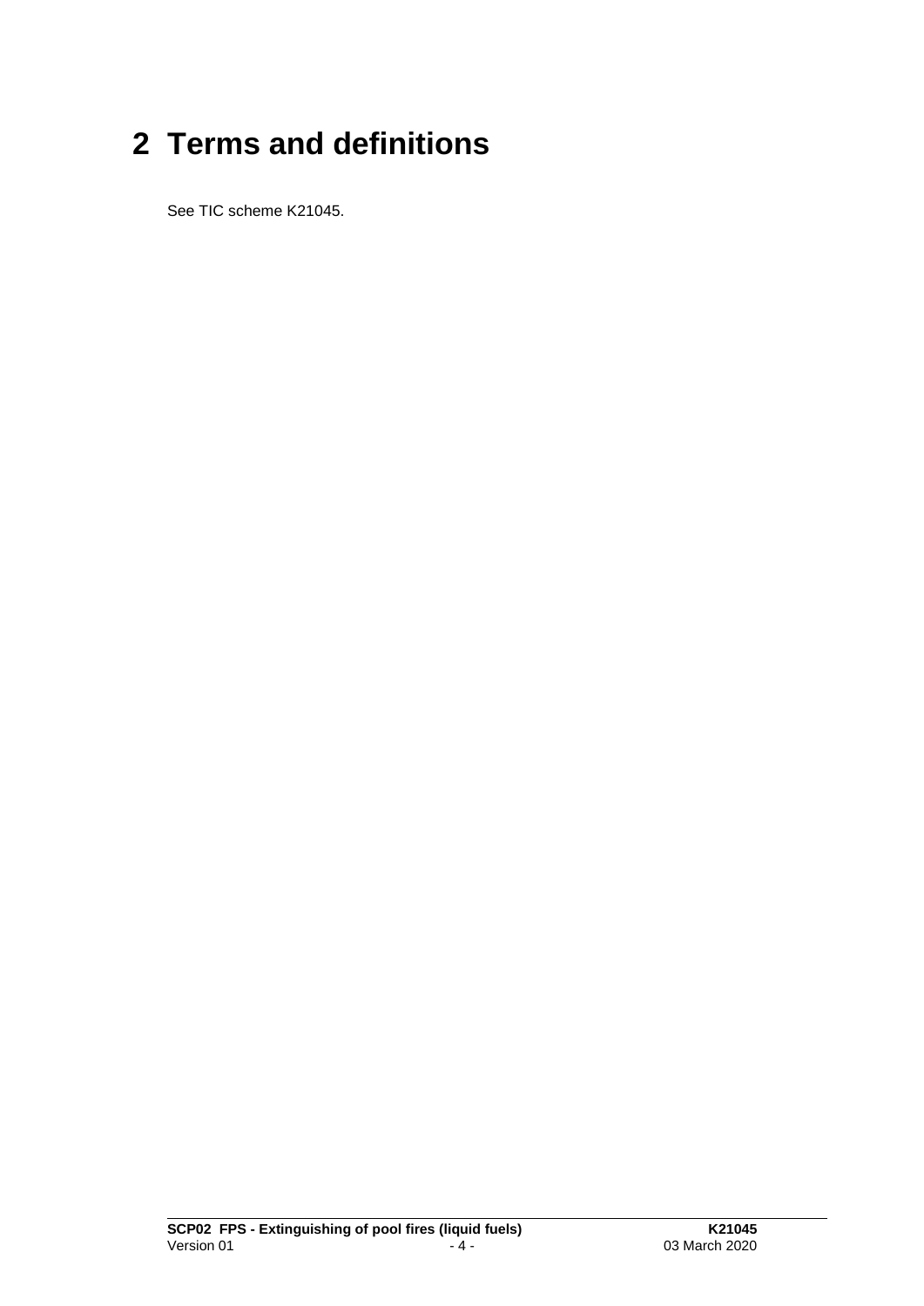# 2 Terms and definitions

See TIC scheme K21045.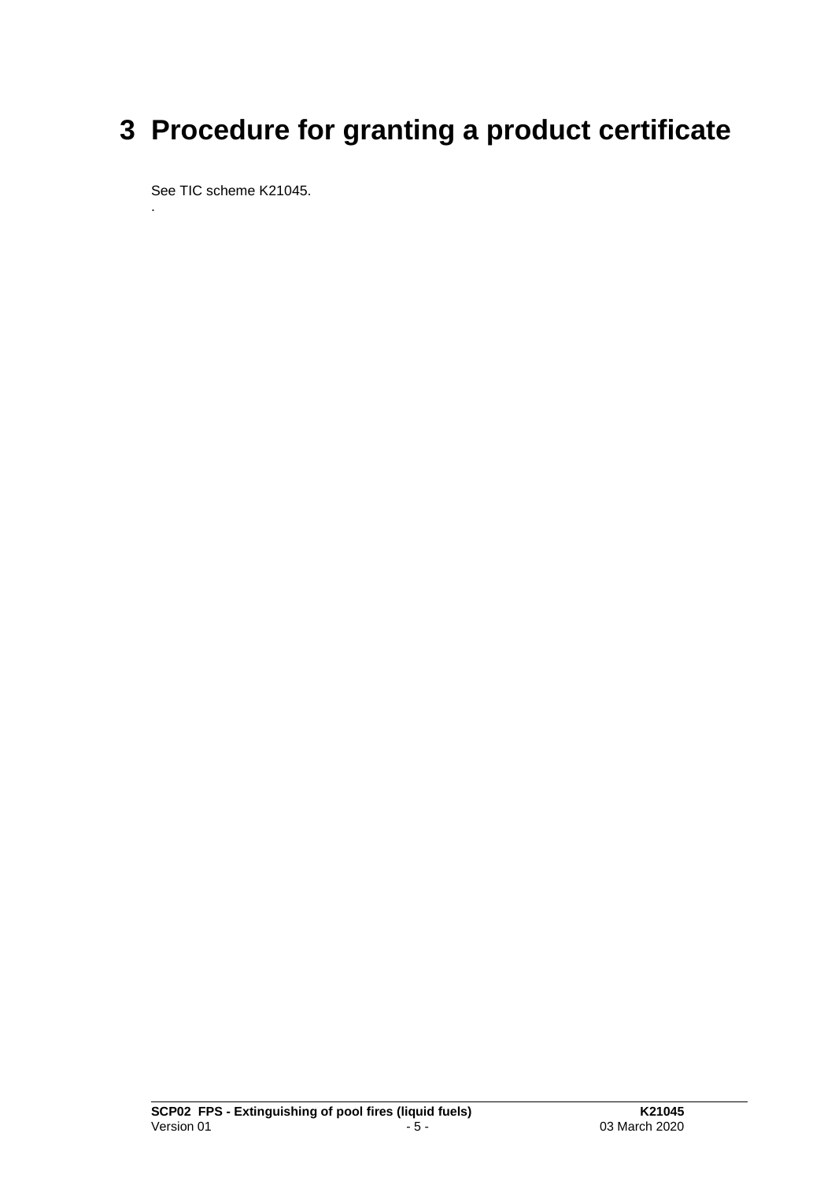# 3 Procedure for granting a product certificate

See TIC scheme K21045.

.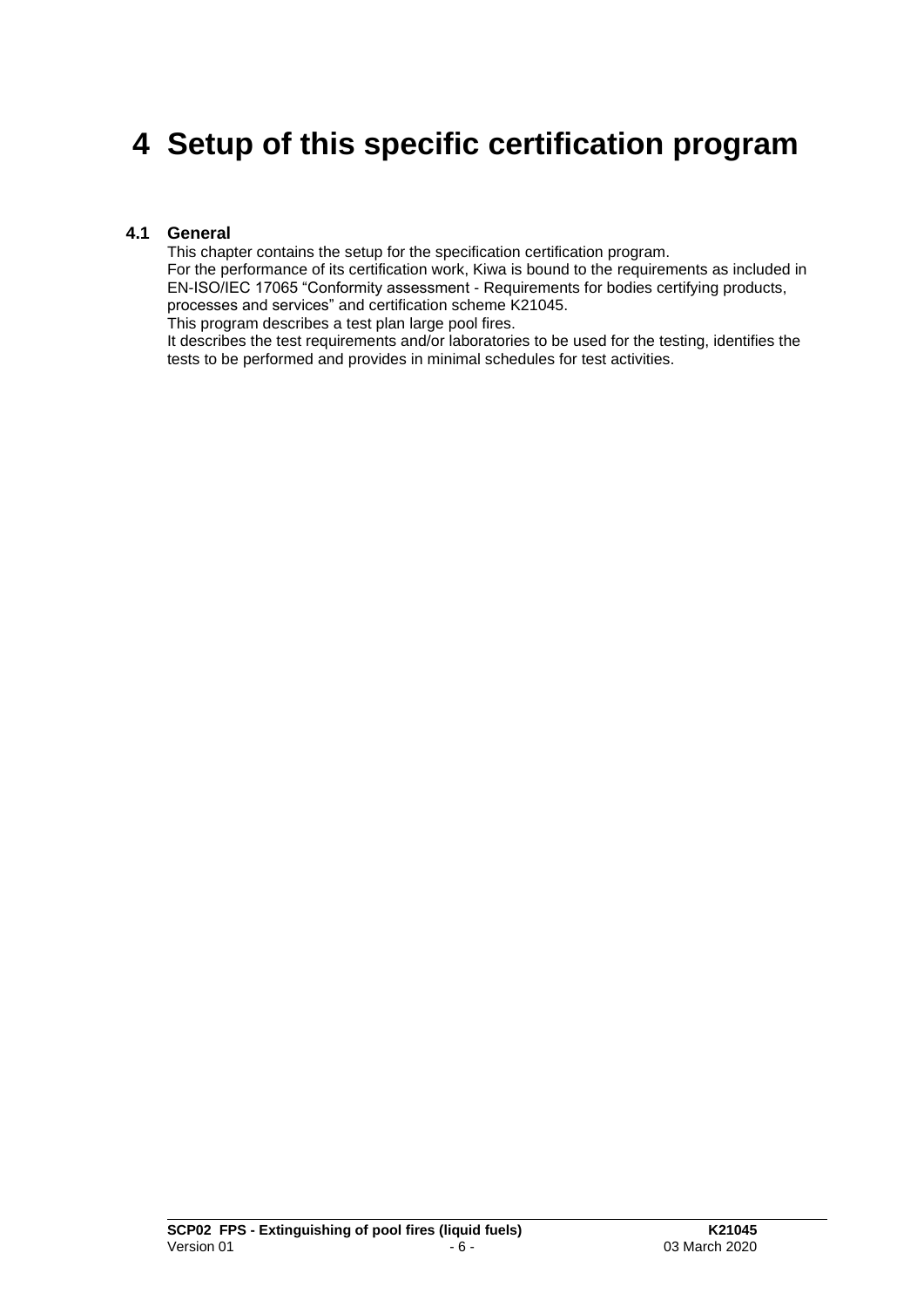# 4 Setup of this specific certification program

## 4.1 General

This chapter contains the setup for the specification certification program.
For the performance of its certification work, Kiwa is bound to the requirements as included in EN-ISO/IEC 17065 "Conformity assessment - Requirements for bodies certifying products, processes and services" and certification scheme K21045.
This program describes a test plan large pool fires.
It describes the test requirements and/or laboratories to be used for the testing, identifies the tests to be performed and provides in minimal schedules for test activities.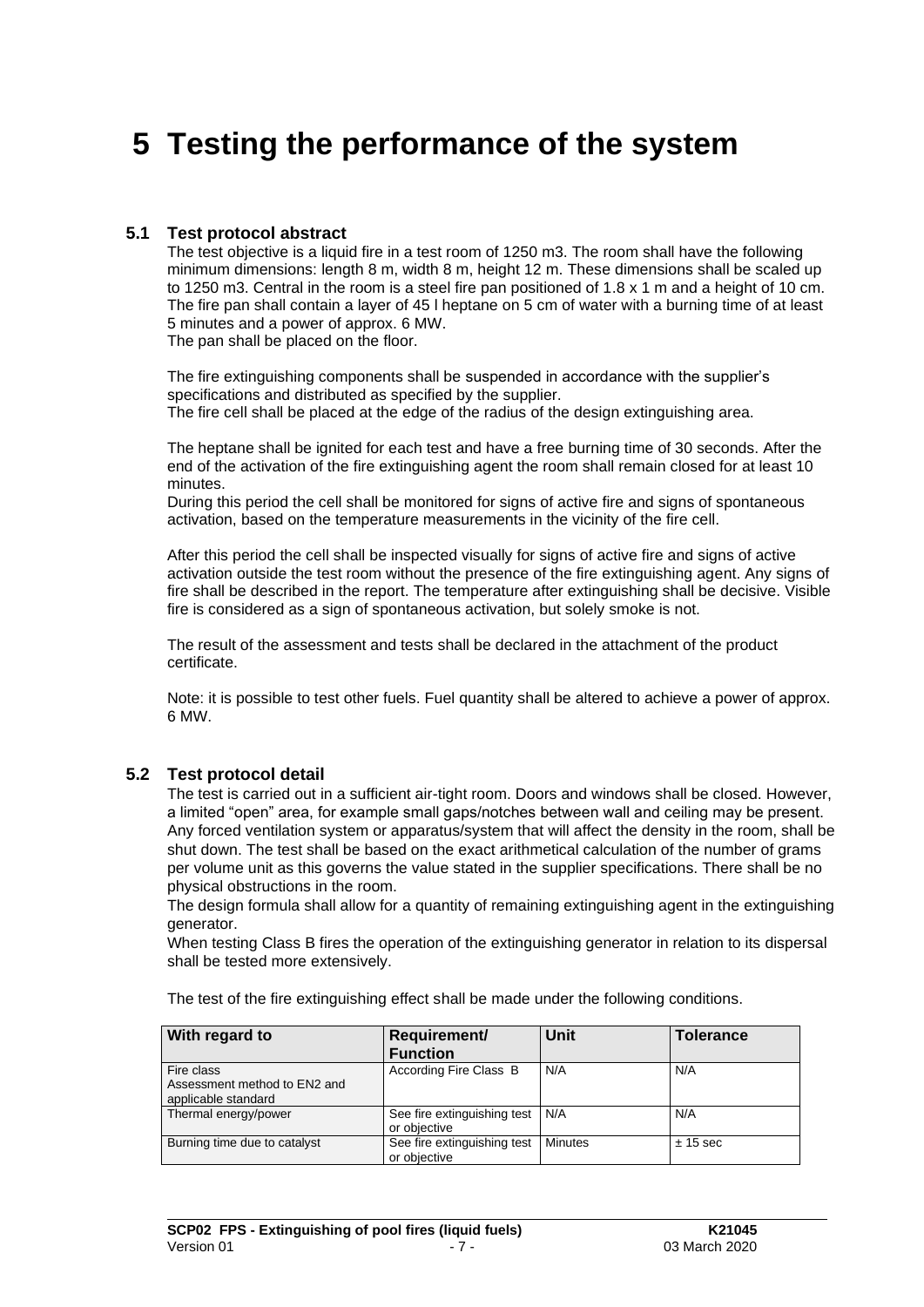# 5 Testing the performance of the system

## 5.1 Test protocol abstract

The test objective is a liquid fire in a test room of 1250 m3. The room shall have the following minimum dimensions: length 8 m, width 8 m, height 12 m. These dimensions shall be scaled up to 1250 m3. Central in the room is a steel fire pan positioned of 1.8 x 1 m and a height of 10 cm. The fire pan shall contain a layer of 45 l heptane on 5 cm of water with a burning time of at least 5 minutes and a power of approx. 6 MW.
The pan shall be placed on the floor.

The fire extinguishing components shall be suspended in accordance with the supplier's specifications and distributed as specified by the supplier.
The fire cell shall be placed at the edge of the radius of the design extinguishing area.

The heptane shall be ignited for each test and have a free burning time of 30 seconds. After the end of the activation of the fire extinguishing agent the room shall remain closed for at least 10 minutes.
During this period the cell shall be monitored for signs of active fire and signs of spontaneous activation, based on the temperature measurements in the vicinity of the fire cell.

After this period the cell shall be inspected visually for signs of active fire and signs of active activation outside the test room without the presence of the fire extinguishing agent. Any signs of fire shall be described in the report. The temperature after extinguishing shall be decisive. Visible fire is considered as a sign of spontaneous activation, but solely smoke is not.

The result of the assessment and tests shall be declared in the attachment of the product certificate.

Note: it is possible to test other fuels. Fuel quantity shall be altered to achieve a power of approx. 6 MW.

## 5.2 Test protocol detail

The test is carried out in a sufficient air-tight room. Doors and windows shall be closed. However, a limited "open" area, for example small gaps/notches between wall and ceiling may be present. Any forced ventilation system or apparatus/system that will affect the density in the room, shall be shut down. The test shall be based on the exact arithmetical calculation of the number of grams per volume unit as this governs the value stated in the supplier specifications. There shall be no physical obstructions in the room.
The design formula shall allow for a quantity of remaining extinguishing agent in the extinguishing generator.
When testing Class B fires the operation of the extinguishing generator in relation to its dispersal shall be tested more extensively.

The test of the fire extinguishing effect shall be made under the following conditions.

| With regard to | Requirement/ Function | Unit | Tolerance |
|---|---|---|---|
| Fire class Assessment method to EN2 and applicable standard | According Fire Class B | N/A | N/A |
| Thermal energy/power | See fire extinguishing test or objective | N/A | N/A |
| Burning time due to catalyst | See fire extinguishing test or objective | Minutes | ± 15 sec |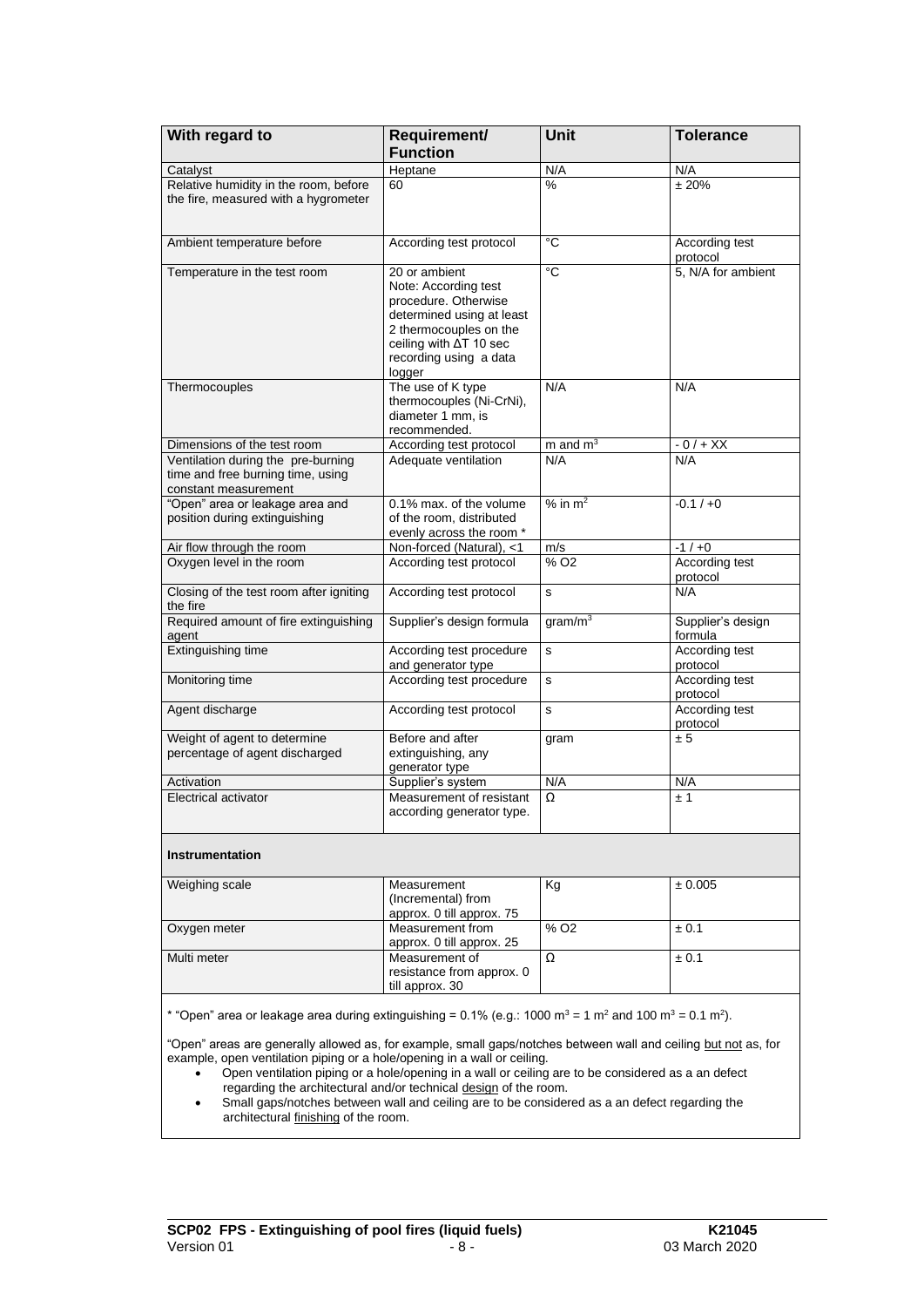| With regard to | Requirement/ Function | Unit | Tolerance |
|---|---|---|---|
| Catalyst | Heptane | N/A | N/A |
| Relative humidity in the room, before the fire, measured with a hygrometer | 60 | % | ± 20% |
| Ambient temperature before | According test protocol | °C | According test protocol |
| Temperature in the test room | 20 or ambient Note: According test procedure. Otherwise determined using at least 2 thermocouples on the ceiling with ΔT 10 sec recording using a data logger | °C | 5, N/A for ambient |
| Thermocouples | The use of K type thermocouples (Ni-CrNi), diameter 1 mm, is recommended. | N/A | N/A |
| Dimensions of the test room | According test protocol | m and $m^3$ | - 0 / + XX |
| Ventilation during the pre-burning time and free burning time, using constant measurement | Adequate ventilation | N/A | N/A |
| "Open" area or leakage area and position during extinguishing | 0.1% max. of the volume of the room, distributed evenly across the room * | % in $m^2$ | -0.1 / +0 |
| Air flow through the room | Non-forced (Natural), <1 | m/s | -1 / +0 |
| Oxygen level in the room | According test protocol | % O2 | According test protocol |
| Closing of the test room after igniting the fire | According test protocol | s | N/A |
| Required amount of fire extinguishing agent | Supplier's design formula | gram/$m^3$ | Supplier's design formula |
| Extinguishing time | According test procedure and generator type | s | According test protocol |
| Monitoring time | According test procedure | s | According test protocol |
| Agent discharge | According test protocol | s | According test protocol |
| Weight of agent to determine percentage of agent discharged | Before and after extinguishing, any generator type | gram | ± 5 |
| Activation | Supplier's system | N/A | N/A |
| Electrical activator | Measurement of resistant according generator type. | Ω | ± 1 |
| **Instrumentation** | | | |
| Weighing scale | Measurement (Incremental) from approx. 0 till approx. 75 | Kg | ± 0.005 |
| Oxygen meter | Measurement from approx. 0 till approx. 25 | % O2 | ± 0.1 |
| Multi meter | Measurement of resistance from approx. 0 till approx. 30 | Ω | ± 0.1 |

* "Open" area or leakage area during extinguishing = 0.1% (e.g.: 1000 $m^3$ = 1 $m^2$ and 100 $m^3$ = 0.1 $m^2$).

"Open" areas are generally allowed as, for example, small gaps/notches between wall and ceiling but not as, for example, open ventilation piping or a hole/opening in a wall or ceiling.

- Open ventilation piping or a hole/opening in a wall or ceiling are to be considered as a an defect regarding the architectural and/or technical design of the room.
- Small gaps/notches between wall and ceiling are to be considered as a an defect regarding the architectural finishing of the room.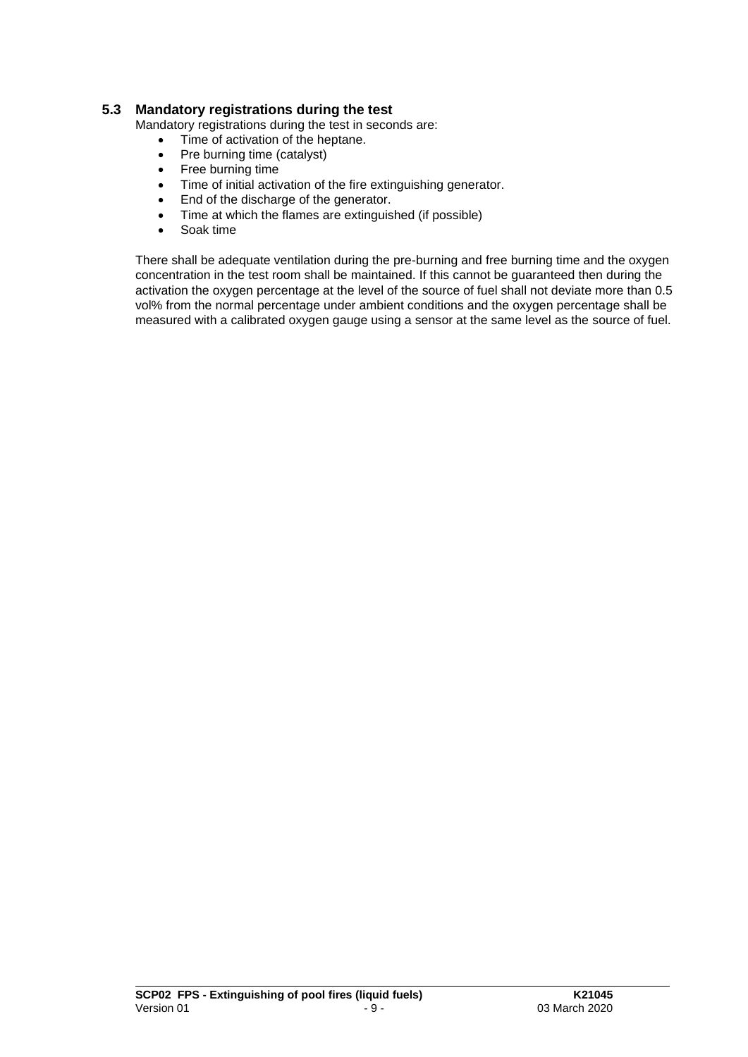### 5.3 Mandatory registrations during the test

Mandatory registrations during the test in seconds are:

- Time of activation of the heptane.
- Pre burning time (catalyst)
- Free burning time
- Time of initial activation of the fire extinguishing generator.
- End of the discharge of the generator.
- Time at which the flames are extinguished (if possible)
- Soak time

There shall be adequate ventilation during the pre-burning and free burning time and the oxygen concentration in the test room shall be maintained. If this cannot be guaranteed then during the activation the oxygen percentage at the level of the source of fuel shall not deviate more than 0.5 vol% from the normal percentage under ambient conditions and the oxygen percentage shall be measured with a calibrated oxygen gauge using a sensor at the same level as the source of fuel.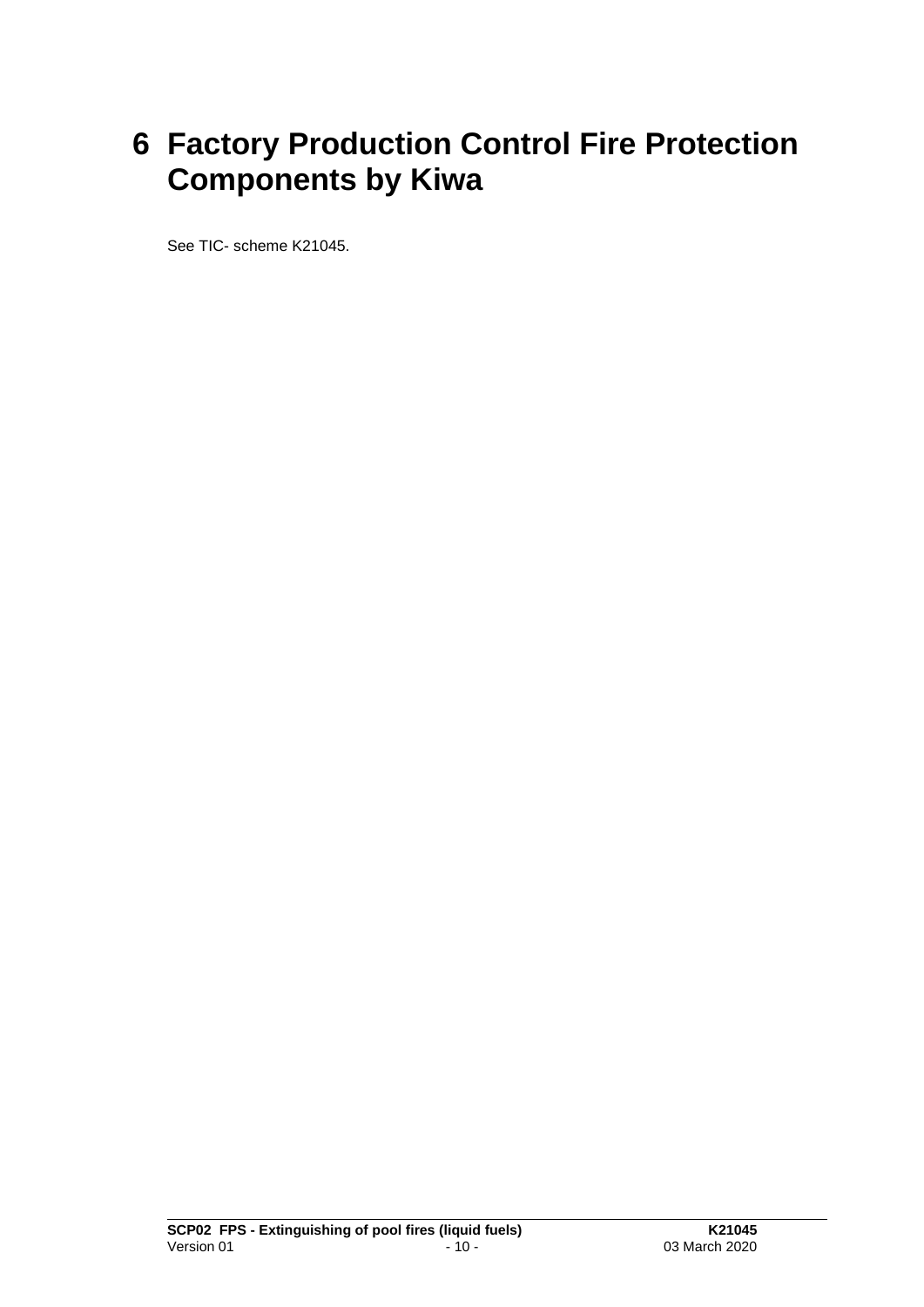# 6 Factory Production Control Fire Protection Components by Kiwa

See TIC- scheme K21045.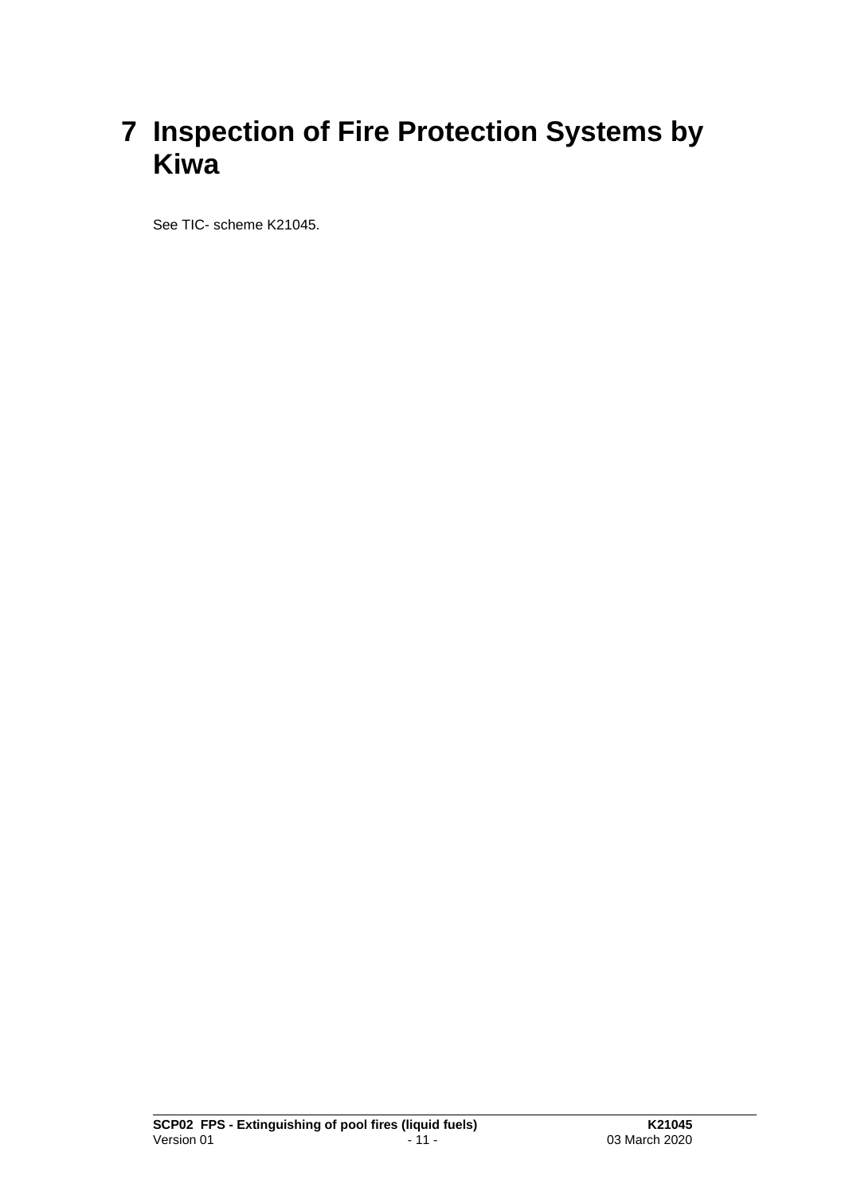# 7 Inspection of Fire Protection Systems by Kiwa

See TIC- scheme K21045.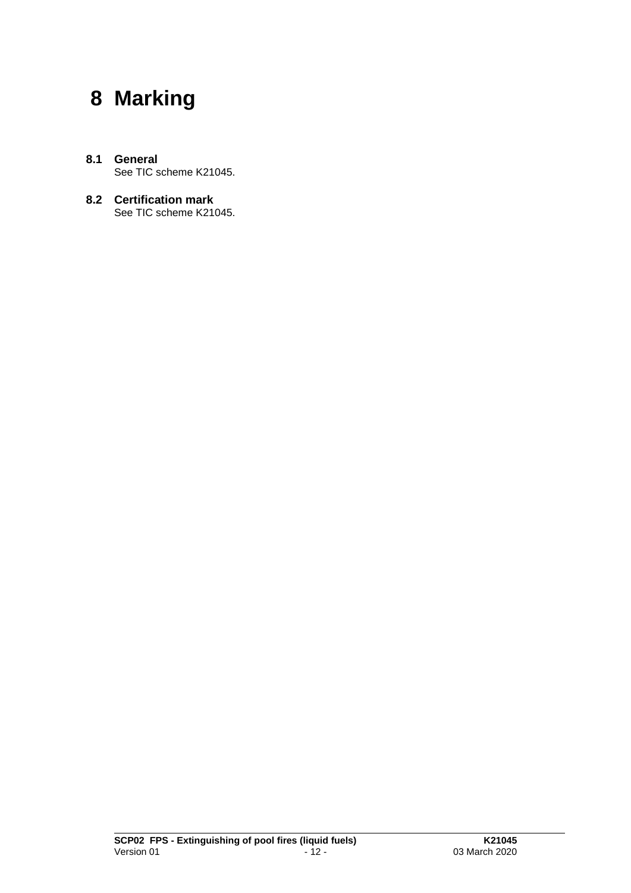# 8 Marking

## 8.1 General

See TIC scheme K21045.

## 8.2 Certification mark

See TIC scheme K21045.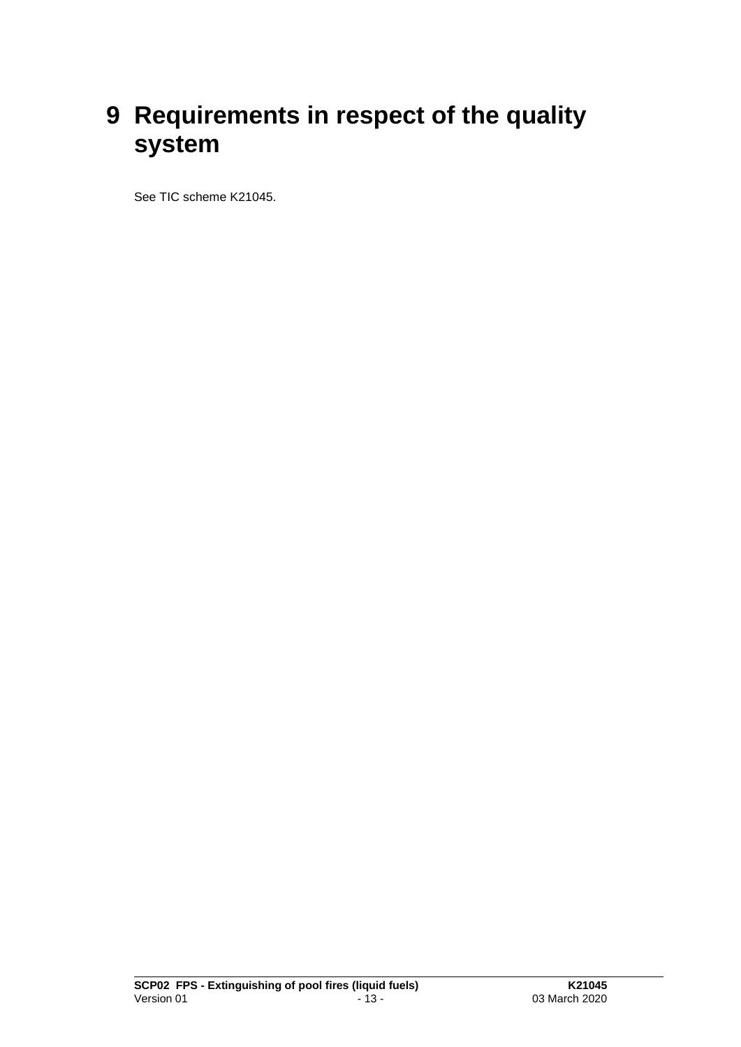# 9 Requirements in respect of the quality system

See TIC scheme K21045.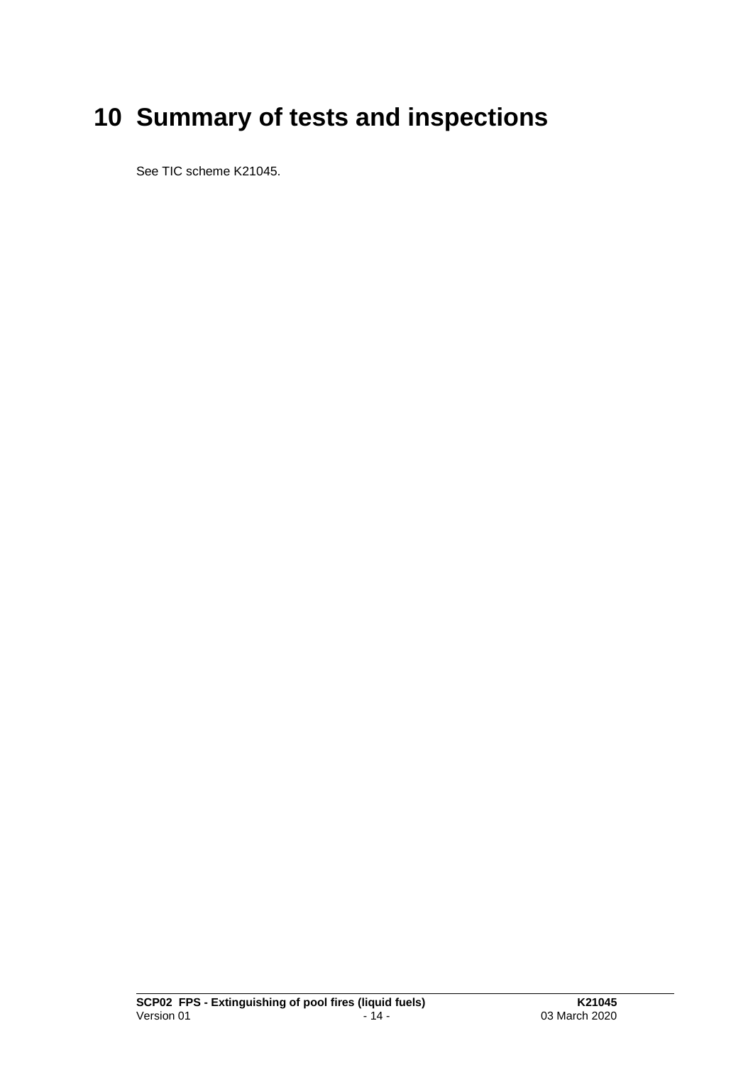# 10 Summary of tests and inspections

See TIC scheme K21045.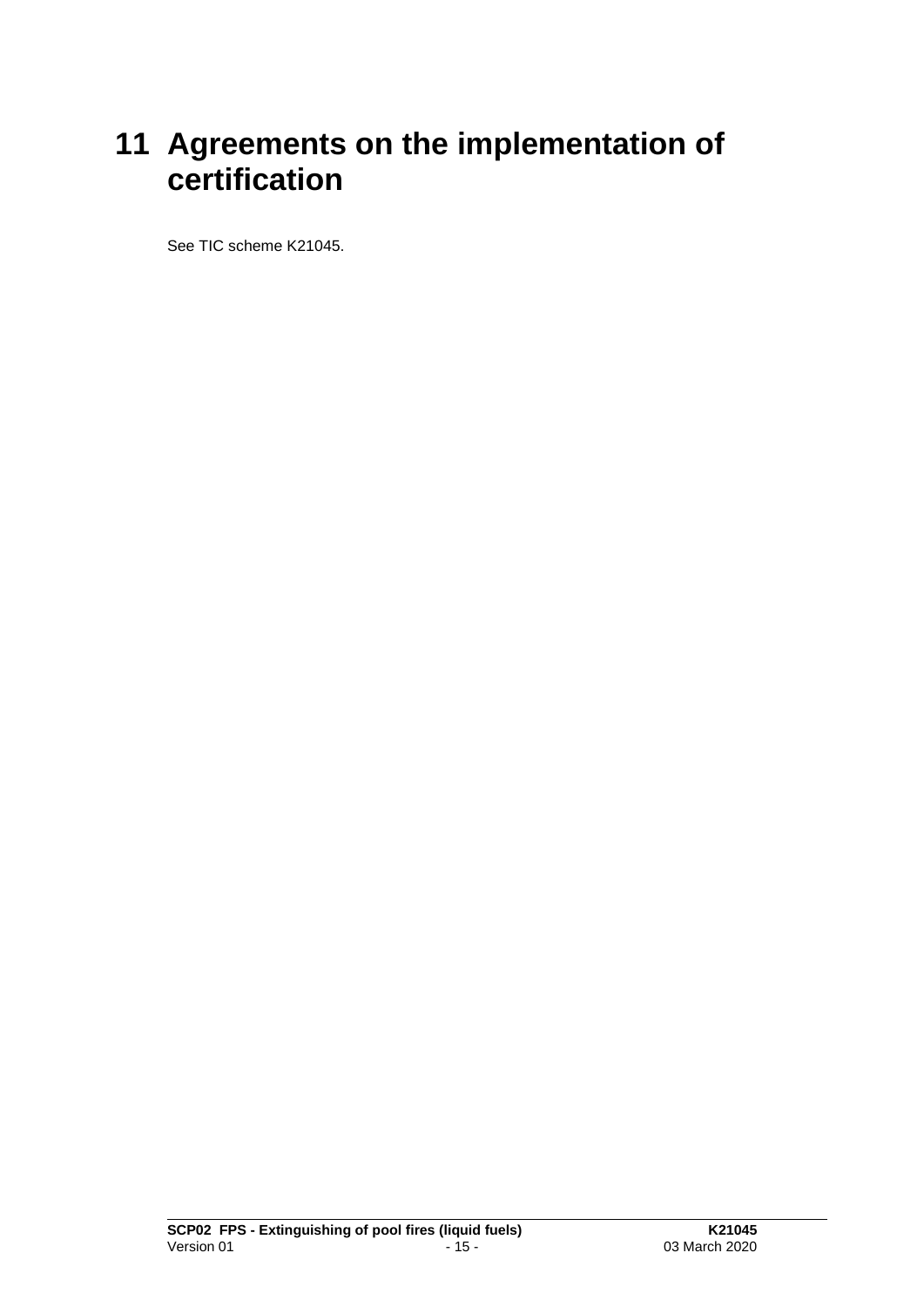# 11 Agreements on the implementation of certification

See TIC scheme K21045.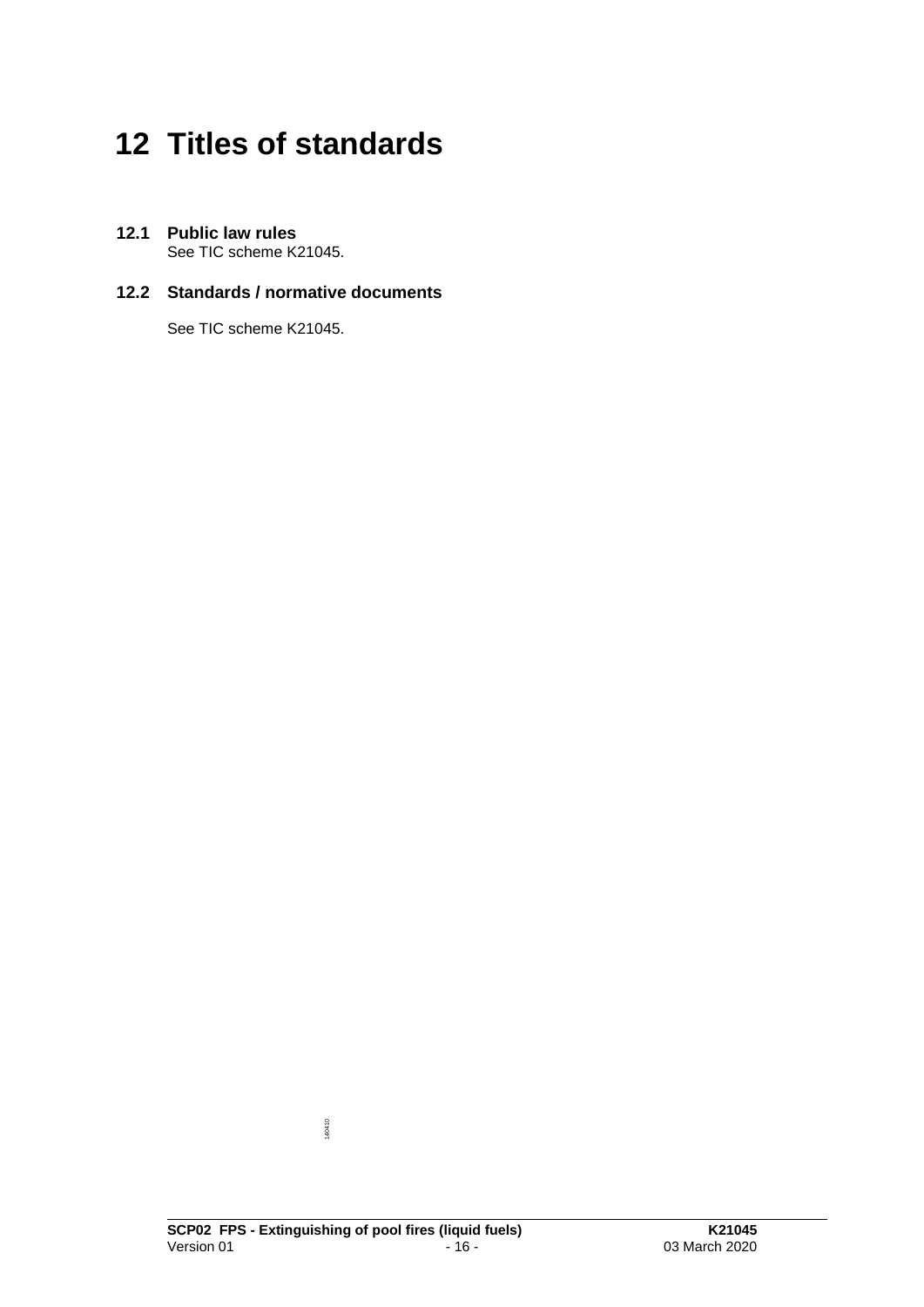# 12 Titles of standards

## 12.1 Public law rules

See TIC scheme K21045.

## 12.2 Standards / normative documents

See TIC scheme K21045.